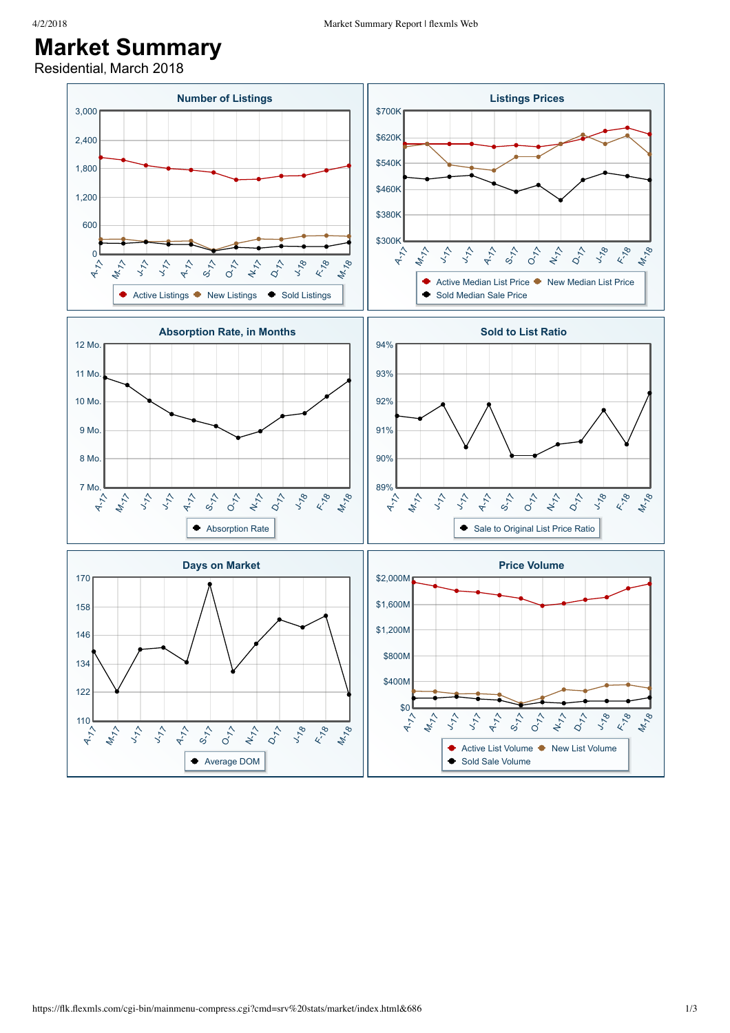# Market Summary

Residential, March 2018

### Number of Listings

3,000
2,400
1,800
1,200
600
0

A-17 M-17 J-17 J-17 A-17 S-17 O-17 N-17 D-17 J-18 F-18 M-18

Active Listings · New Listings · Sold Listings

### Listings Prices

$700K
$620K
$540K
$460K
$380K
$300K

A-17 M-17 J-17 J-17 A-17 S-17 O-17 N-17 D-17 J-18 F-18 M-18

Active Median List Price · New Median List Price · Sold Median Sale Price

### Absorption Rate, in Months

12 Mo.
11 Mo.
10 Mo.
9 Mo.
8 Mo.
7 Mo.

A-17 M-17 J-17 J-17 A-17 S-17 O-17 N-17 D-17 J-18 F-18 M-18

Absorption Rate

### Sold to List Ratio

94%
93%
92%
91%
90%
89%

A-17 M-17 J-17 J-17 A-17 S-17 O-17 N-17 D-17 J-18 F-18 M-18

Sale to Original List Price Ratio

### Days on Market

170
158
146
134
122
110

A-17 M-17 J-17 J-17 A-17 S-17 O-17 N-17 D-17 J-18 F-18 M-18

Average DOM

### Price Volume

$2,000M
$1,600M
$1,200M
$800M
$400M
$0

A-17 M-17 J-17 J-17 A-17 S-17 O-17 N-17 D-17 J-18 F-18 M-18

Active List Volume · New List Volume · Sold Sale Volume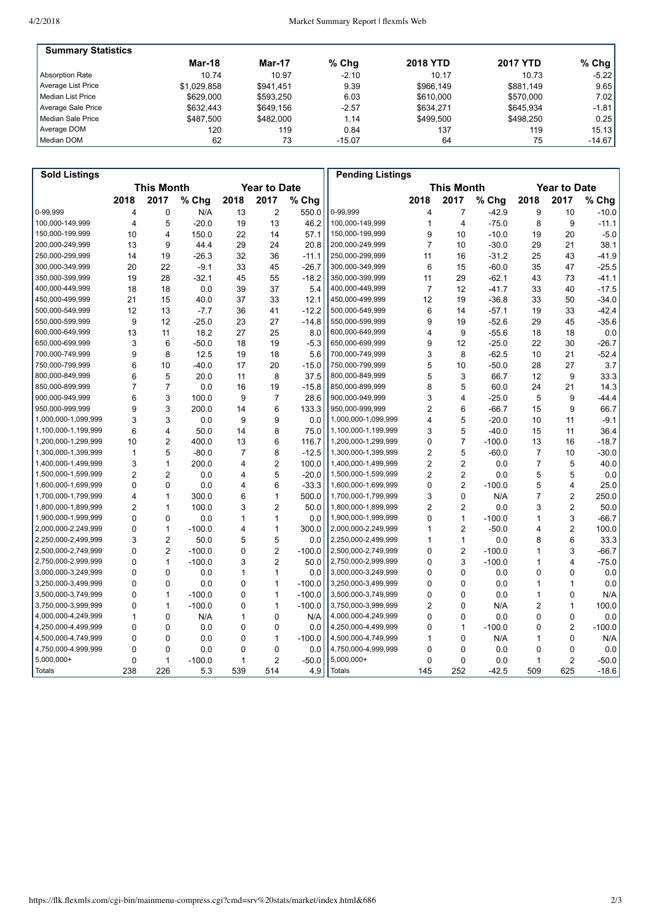## Summary Statistics

| | Mar-18 | Mar-17 | % Chg | 2018 YTD | 2017 YTD | % Chg |
|---|---|---|---|---|---|---|
| Absorption Rate | 10.74 | 10.97 | -2.10 | 10.17 | 10.73 | -5.22 |
| Average List Price | $1,029,858 | $941,451 | 9.39 | $966,149 | $881,149 | 9.65 |
| Median List Price | $629,000 | $593,250 | 6.03 | $610,000 | $570,000 | 7.02 |
| Average Sale Price | $632,443 | $649,156 | -2.57 | $634,271 | $645,934 | -1.81 |
| Median Sale Price | $487,500 | $482,000 | 1.14 | $499,500 | $498,250 | 0.25 |
| Average DOM | 120 | 119 | 0.84 | 137 | 119 | 15.13 |
| Median DOM | 62 | 73 | -15.07 | 64 | 75 | -14.67 |

## Sold Listings

| | This Month | | | Year to Date | | |
|---|---|---|---|---|---|---|
| | 2018 | 2017 | % Chg | 2018 | 2017 | % Chg |
| 0-99,999 | 4 | 0 | N/A | 13 | 2 | 550.0 |
| 100,000-149,999 | 4 | 5 | -20.0 | 19 | 13 | 46.2 |
| 150,000-199,999 | 10 | 4 | 150.0 | 22 | 14 | 57.1 |
| 200,000-249,999 | 13 | 9 | 44.4 | 29 | 24 | 20.8 |
| 250,000-299,999 | 14 | 19 | -26.3 | 32 | 36 | -11.1 |
| 300,000-349,999 | 20 | 22 | -9.1 | 33 | 45 | -26.7 |
| 350,000-399,999 | 19 | 28 | -32.1 | 45 | 55 | -18.2 |
| 400,000-449,999 | 18 | 18 | 0.0 | 39 | 37 | 5.4 |
| 450,000-499,999 | 21 | 15 | 40.0 | 37 | 33 | 12.1 |
| 500,000-549,999 | 12 | 13 | -7.7 | 36 | 41 | -12.2 |
| 550,000-599,999 | 9 | 12 | -25.0 | 23 | 27 | -14.8 |
| 600,000-649,999 | 13 | 11 | 18.2 | 27 | 25 | 8.0 |
| 650,000-699,999 | 3 | 6 | -50.0 | 18 | 19 | -5.3 |
| 700,000-749,999 | 9 | 8 | 12.5 | 19 | 18 | 5.6 |
| 750,000-799,999 | 6 | 10 | -40.0 | 17 | 20 | -15.0 |
| 800,000-849,999 | 6 | 5 | 20.0 | 11 | 8 | 37.5 |
| 850,000-899,999 | 7 | 7 | 0.0 | 16 | 19 | -15.8 |
| 900,000-949,999 | 6 | 3 | 100.0 | 9 | 7 | 28.6 |
| 950,000-999,999 | 9 | 3 | 200.0 | 14 | 6 | 133.3 |
| 1,000,000-1,099,999 | 3 | 3 | 0.0 | 9 | 9 | 0.0 |
| 1,100,000-1,199,999 | 6 | 4 | 50.0 | 14 | 8 | 75.0 |
| 1,200,000-1,299,999 | 10 | 2 | 400.0 | 13 | 6 | 116.7 |
| 1,300,000-1,399,999 | 1 | 5 | -80.0 | 7 | 8 | -12.5 |
| 1,400,000-1,499,999 | 3 | 1 | 200.0 | 4 | 2 | 100.0 |
| 1,500,000-1,599,999 | 2 | 2 | 0.0 | 4 | 5 | -20.0 |
| 1,600,000-1,699,999 | 0 | 0 | 0.0 | 4 | 6 | -33.3 |
| 1,700,000-1,799,999 | 4 | 1 | 300.0 | 6 | 1 | 500.0 |
| 1,800,000-1,899,999 | 2 | 1 | 100.0 | 3 | 2 | 50.0 |
| 1,900,000-1,999,999 | 0 | 0 | 0.0 | 1 | 1 | 0.0 |
| 2,000,000-2,249,999 | 0 | 1 | -100.0 | 4 | 1 | 300.0 |
| 2,250,000-2,499,999 | 3 | 2 | 50.0 | 5 | 5 | 0.0 |
| 2,500,000-2,749,999 | 0 | 2 | -100.0 | 0 | 2 | -100.0 |
| 2,750,000-2,999,999 | 0 | 1 | -100.0 | 3 | 2 | 50.0 |
| 3,000,000-3,249,999 | 0 | 0 | 0.0 | 1 | 1 | 0.0 |
| 3,250,000-3,499,999 | 0 | 0 | 0.0 | 0 | 1 | -100.0 |
| 3,500,000-3,749,999 | 0 | 1 | -100.0 | 0 | 1 | -100.0 |
| 3,750,000-3,999,999 | 0 | 1 | -100.0 | 0 | 1 | -100.0 |
| 4,000,000-4,249,999 | 1 | 0 | N/A | 1 | 0 | N/A |
| 4,250,000-4,499,999 | 0 | 0 | 0.0 | 0 | 0 | 0.0 |
| 4,500,000-4,749,999 | 0 | 0 | 0.0 | 0 | 1 | -100.0 |
| 4,750,000-4,999,999 | 0 | 0 | 0.0 | 0 | 0 | 0.0 |
| 5,000,000+ | 0 | 1 | -100.0 | 1 | 2 | -50.0 |
| Totals | 238 | 226 | 5.3 | 539 | 514 | 4.9 |

## Pending Listings

| | This Month | | | Year to Date | | |
|---|---|---|---|---|---|---|
| | 2018 | 2017 | % Chg | 2018 | 2017 | % Chg |
| 0-99,999 | 4 | 7 | -42.9 | 9 | 10 | -10.0 |
| 100,000-149,999 | 1 | 4 | -75.0 | 8 | 9 | -11.1 |
| 150,000-199,999 | 9 | 10 | -10.0 | 19 | 20 | -5.0 |
| 200,000-249,999 | 7 | 10 | -30.0 | 29 | 21 | 38.1 |
| 250,000-299,999 | 11 | 16 | -31.2 | 25 | 43 | -41.9 |
| 300,000-349,999 | 6 | 15 | -60.0 | 35 | 47 | -25.5 |
| 350,000-399,999 | 11 | 29 | -62.1 | 43 | 73 | -41.1 |
| 400,000-449,999 | 7 | 12 | -41.7 | 33 | 40 | -17.5 |
| 450,000-499,999 | 12 | 19 | -36.8 | 33 | 50 | -34.0 |
| 500,000-549,999 | 6 | 14 | -57.1 | 19 | 33 | -42.4 |
| 550,000-599,999 | 9 | 19 | -52.6 | 29 | 45 | -35.6 |
| 600,000-649,999 | 4 | 9 | -55.6 | 18 | 18 | 0.0 |
| 650,000-699,999 | 9 | 12 | -25.0 | 22 | 30 | -26.7 |
| 700,000-749,999 | 3 | 8 | -62.5 | 10 | 21 | -52.4 |
| 750,000-799,999 | 5 | 10 | -50.0 | 28 | 27 | 3.7 |
| 800,000-849,999 | 5 | 3 | 66.7 | 12 | 9 | 33.3 |
| 850,000-899,999 | 8 | 5 | 60.0 | 24 | 21 | 14.3 |
| 900,000-949,999 | 3 | 4 | -25.0 | 5 | 9 | -44.4 |
| 950,000-999,999 | 2 | 6 | -66.7 | 15 | 9 | 66.7 |
| 1,000,000-1,099,999 | 4 | 5 | -20.0 | 10 | 11 | -9.1 |
| 1,100,000-1,199,999 | 3 | 5 | -40.0 | 15 | 11 | 36.4 |
| 1,200,000-1,299,999 | 0 | 7 | -100.0 | 13 | 16 | -18.7 |
| 1,300,000-1,399,999 | 2 | 5 | -60.0 | 7 | 10 | -30.0 |
| 1,400,000-1,499,999 | 2 | 2 | 0.0 | 7 | 5 | 40.0 |
| 1,500,000-1,599,999 | 2 | 2 | 0.0 | 5 | 5 | 0.0 |
| 1,600,000-1,699,999 | 0 | 2 | -100.0 | 5 | 4 | 25.0 |
| 1,700,000-1,799,999 | 3 | 0 | N/A | 7 | 2 | 250.0 |
| 1,800,000-1,899,999 | 2 | 2 | 0.0 | 3 | 2 | 50.0 |
| 1,900,000-1,999,999 | 0 | 1 | -100.0 | 1 | 3 | -66.7 |
| 2,000,000-2,249,999 | 1 | 2 | -50.0 | 4 | 2 | 100.0 |
| 2,250,000-2,499,999 | 1 | 1 | 0.0 | 8 | 6 | 33.3 |
| 2,500,000-2,749,999 | 0 | 2 | -100.0 | 1 | 3 | -66.7 |
| 2,750,000-2,999,999 | 0 | 3 | -100.0 | 1 | 4 | -75.0 |
| 3,000,000-3,249,999 | 0 | 0 | 0.0 | 0 | 0 | 0.0 |
| 3,250,000-3,499,999 | 0 | 0 | 0.0 | 1 | 1 | 0.0 |
| 3,500,000-3,749,999 | 0 | 0 | 0.0 | 1 | 0 | N/A |
| 3,750,000-3,999,999 | 2 | 0 | N/A | 2 | 1 | 100.0 |
| 4,000,000-4,249,999 | 0 | 0 | 0.0 | 0 | 0 | 0.0 |
| 4,250,000-4,499,999 | 0 | 1 | -100.0 | 0 | 2 | -100.0 |
| 4,500,000-4,749,999 | 1 | 0 | N/A | 1 | 0 | N/A |
| 4,750,000-4,999,999 | 0 | 0 | 0.0 | 0 | 0 | 0.0 |
| 5,000,000+ | 0 | 0 | 0.0 | 1 | 2 | -50.0 |
| Totals | 145 | 252 | -42.5 | 509 | 625 | -18.6 |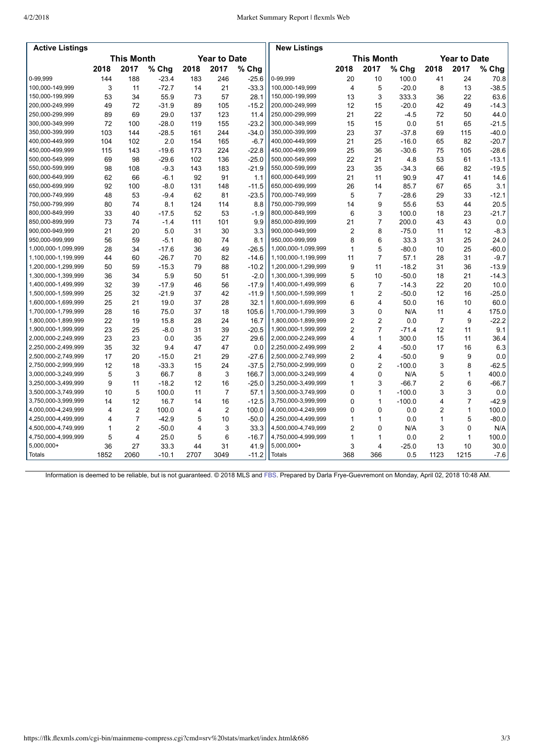| Active Listings | | | | | | |
|---|---|---|---|---|---|---|
| | This Month | | | Year to Date | | |
| | 2018 | 2017 | % Chg | 2018 | 2017 | % Chg |
| 0-99,999 | 144 | 188 | -23.4 | 183 | 246 | -25.6 |
| 100,000-149,999 | 3 | 11 | -72.7 | 14 | 21 | -33.3 |
| 150,000-199,999 | 53 | 34 | 55.9 | 73 | 57 | 28.1 |
| 200,000-249,999 | 49 | 72 | -31.9 | 89 | 105 | -15.2 |
| 250,000-299,999 | 89 | 69 | 29.0 | 137 | 123 | 11.4 |
| 300,000-349,999 | 72 | 100 | -28.0 | 119 | 155 | -23.2 |
| 350,000-399,999 | 103 | 144 | -28.5 | 161 | 244 | -34.0 |
| 400,000-449,999 | 104 | 102 | 2.0 | 154 | 165 | -6.7 |
| 450,000-499,999 | 115 | 143 | -19.6 | 173 | 224 | -22.8 |
| 500,000-549,999 | 69 | 98 | -29.6 | 102 | 136 | -25.0 |
| 550,000-599,999 | 98 | 108 | -9.3 | 143 | 183 | -21.9 |
| 600,000-649,999 | 62 | 66 | -6.1 | 92 | 91 | 1.1 |
| 650,000-699,999 | 92 | 100 | -8.0 | 131 | 148 | -11.5 |
| 700,000-749,999 | 48 | 53 | -9.4 | 62 | 81 | -23.5 |
| 750,000-799,999 | 80 | 74 | 8.1 | 124 | 114 | 8.8 |
| 800,000-849,999 | 33 | 40 | -17.5 | 52 | 53 | -1.9 |
| 850,000-899,999 | 73 | 74 | -1.4 | 111 | 101 | 9.9 |
| 900,000-949,999 | 21 | 20 | 5.0 | 31 | 30 | 3.3 |
| 950,000-999,999 | 56 | 59 | -5.1 | 80 | 74 | 8.1 |
| 1,000,000-1,099,999 | 28 | 34 | -17.6 | 36 | 49 | -26.5 |
| 1,100,000-1,199,999 | 44 | 60 | -26.7 | 70 | 82 | -14.6 |
| 1,200,000-1,299,999 | 50 | 59 | -15.3 | 79 | 88 | -10.2 |
| 1,300,000-1,399,999 | 36 | 34 | 5.9 | 50 | 51 | -2.0 |
| 1,400,000-1,499,999 | 32 | 39 | -17.9 | 46 | 56 | -17.9 |
| 1,500,000-1,599,999 | 25 | 32 | -21.9 | 37 | 42 | -11.9 |
| 1,600,000-1,699,999 | 25 | 21 | 19.0 | 37 | 28 | 32.1 |
| 1,700,000-1,799,999 | 28 | 16 | 75.0 | 37 | 18 | 105.6 |
| 1,800,000-1,899,999 | 22 | 19 | 15.8 | 28 | 24 | 16.7 |
| 1,900,000-1,999,999 | 23 | 25 | -8.0 | 31 | 39 | -20.5 |
| 2,000,000-2,249,999 | 23 | 23 | 0.0 | 35 | 27 | 29.6 |
| 2,250,000-2,499,999 | 35 | 32 | 9.4 | 47 | 47 | 0.0 |
| 2,500,000-2,749,999 | 17 | 20 | -15.0 | 21 | 29 | -27.6 |
| 2,750,000-2,999,999 | 12 | 18 | -33.3 | 15 | 24 | -37.5 |
| 3,000,000-3,249,999 | 5 | 3 | 66.7 | 8 | 3 | 166.7 |
| 3,250,000-3,499,999 | 9 | 11 | -18.2 | 12 | 16 | -25.0 |
| 3,500,000-3,749,999 | 10 | 5 | 100.0 | 11 | 7 | 57.1 |
| 3,750,000-3,999,999 | 14 | 12 | 16.7 | 14 | 16 | -12.5 |
| 4,000,000-4,249,999 | 4 | 2 | 100.0 | 4 | 2 | 100.0 |
| 4,250,000-4,499,999 | 4 | 7 | -42.9 | 5 | 10 | -50.0 |
| 4,500,000-4,749,999 | 1 | 2 | -50.0 | 4 | 3 | 33.3 |
| 4,750,000-4,999,999 | 5 | 4 | 25.0 | 5 | 6 | -16.7 |
| 5,000,000+ | 36 | 27 | 33.3 | 44 | 31 | 41.9 |
| Totals | 1852 | 2060 | -10.1 | 2707 | 3049 | -11.2 |

| New Listings | | | | | | |
|---|---|---|---|---|---|---|
| | This Month | | | Year to Date | | |
| | 2018 | 2017 | % Chg | 2018 | 2017 | % Chg |
| 0-99,999 | 20 | 10 | 100.0 | 41 | 24 | 70.8 |
| 100,000-149,999 | 4 | 5 | -20.0 | 8 | 13 | -38.5 |
| 150,000-199,999 | 13 | 3 | 333.3 | 36 | 22 | 63.6 |
| 200,000-249,999 | 12 | 15 | -20.0 | 42 | 49 | -14.3 |
| 250,000-299,999 | 21 | 22 | -4.5 | 72 | 50 | 44.0 |
| 300,000-349,999 | 15 | 15 | 0.0 | 51 | 65 | -21.5 |
| 350,000-399,999 | 23 | 37 | -37.8 | 69 | 115 | -40.0 |
| 400,000-449,999 | 21 | 25 | -16.0 | 65 | 82 | -20.7 |
| 450,000-499,999 | 25 | 36 | -30.6 | 75 | 105 | -28.6 |
| 500,000-549,999 | 22 | 21 | 4.8 | 53 | 61 | -13.1 |
| 550,000-599,999 | 23 | 35 | -34.3 | 66 | 82 | -19.5 |
| 600,000-649,999 | 21 | 11 | 90.9 | 47 | 41 | 14.6 |
| 650,000-699,999 | 26 | 14 | 85.7 | 67 | 65 | 3.1 |
| 700,000-749,999 | 5 | 7 | -28.6 | 29 | 33 | -12.1 |
| 750,000-799,999 | 14 | 9 | 55.6 | 53 | 44 | 20.5 |
| 800,000-849,999 | 6 | 3 | 100.0 | 18 | 23 | -21.7 |
| 850,000-899,999 | 21 | 7 | 200.0 | 43 | 43 | 0.0 |
| 900,000-949,999 | 2 | 8 | -75.0 | 11 | 12 | -8.3 |
| 950,000-999,999 | 8 | 6 | 33.3 | 31 | 25 | 24.0 |
| 1,000,000-1,099,999 | 1 | 5 | -80.0 | 10 | 25 | -60.0 |
| 1,100,000-1,199,999 | 11 | 7 | 57.1 | 28 | 31 | -9.7 |
| 1,200,000-1,299,999 | 9 | 11 | -18.2 | 31 | 36 | -13.9 |
| 1,300,000-1,399,999 | 5 | 10 | -50.0 | 18 | 21 | -14.3 |
| 1,400,000-1,499,999 | 6 | 7 | -14.3 | 22 | 20 | 10.0 |
| 1,500,000-1,599,999 | 1 | 2 | -50.0 | 12 | 16 | -25.0 |
| 1,600,000-1,699,999 | 6 | 4 | 50.0 | 16 | 10 | 60.0 |
| 1,700,000-1,799,999 | 3 | 0 | N/A | 11 | 4 | 175.0 |
| 1,800,000-1,899,999 | 2 | 2 | 0.0 | 7 | 9 | -22.2 |
| 1,900,000-1,999,999 | 2 | 7 | -71.4 | 12 | 11 | 9.1 |
| 2,000,000-2,249,999 | 4 | 1 | 300.0 | 15 | 11 | 36.4 |
| 2,250,000-2,499,999 | 2 | 4 | -50.0 | 17 | 16 | 6.3 |
| 2,500,000-2,749,999 | 2 | 4 | -50.0 | 9 | 9 | 0.0 |
| 2,750,000-2,999,999 | 0 | 2 | -100.0 | 3 | 8 | -62.5 |
| 3,000,000-3,249,999 | 4 | 0 | N/A | 5 | 1 | 400.0 |
| 3,250,000-3,499,999 | 1 | 3 | -66.7 | 2 | 6 | -66.7 |
| 3,500,000-3,749,999 | 0 | 1 | -100.0 | 3 | 3 | 0.0 |
| 3,750,000-3,999,999 | 0 | 1 | -100.0 | 4 | 7 | -42.9 |
| 4,000,000-4,249,999 | 0 | 0 | 0.0 | 2 | 1 | 100.0 |
| 4,250,000-4,499,999 | 1 | 1 | 0.0 | 1 | 5 | -80.0 |
| 4,500,000-4,749,999 | 2 | 0 | N/A | 3 | 0 | N/A |
| 4,750,000-4,999,999 | 1 | 1 | 0.0 | 2 | 1 | 100.0 |
| 5,000,000+ | 3 | 4 | -25.0 | 13 | 10 | 30.0 |
| Totals | 368 | 366 | 0.5 | 1123 | 1215 | -7.6 |

Information is deemed to be reliable, but is not guaranteed. © 2018 MLS and FBS. Prepared by Darla Frye-Guevremont on Monday, April 02, 2018 10:48 AM.